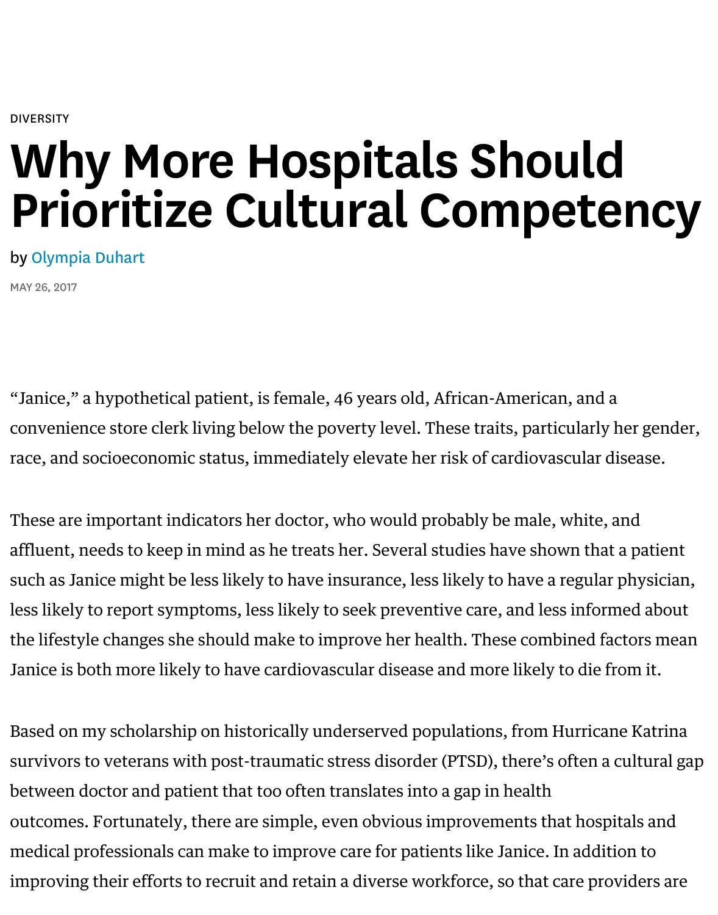DIVERSITY

# Why More Hospitals Should Prioritize Cultural Competency

by Olympia Duhart

MAY 26, 2017

"Janice," a hypothetical patient, is female, 46 years old, African-American, and a convenience store clerk living below the poverty level. These traits, particularly her gender, race, and socioeconomic status, immediately elevate her risk of cardiovascular disease.

These are important indicators her doctor, who would probably be male, white, and affluent, needs to keep in mind as he treats her. Several studies have shown that a patient such as Janice might be less likely to have insurance, less likely to have a regular physician, less likely to report symptoms, less likely to seek preventive care, and less informed about the lifestyle changes she should make to improve her health. These combined factors mean Janice is both more likely to have cardiovascular disease and more likely to die from it.

Based on my scholarship on historically underserved populations, from Hurricane Katrina survivors to veterans with post-traumatic stress disorder (PTSD), there's often a cultural gap between doctor and patient that too often translates into a gap in health outcomes. Fortunately, there are simple, even obvious improvements that hospitals and medical professionals can make to improve care for patients like Janice. In addition to improving their efforts to recruit and retain a diverse workforce, so that care providers are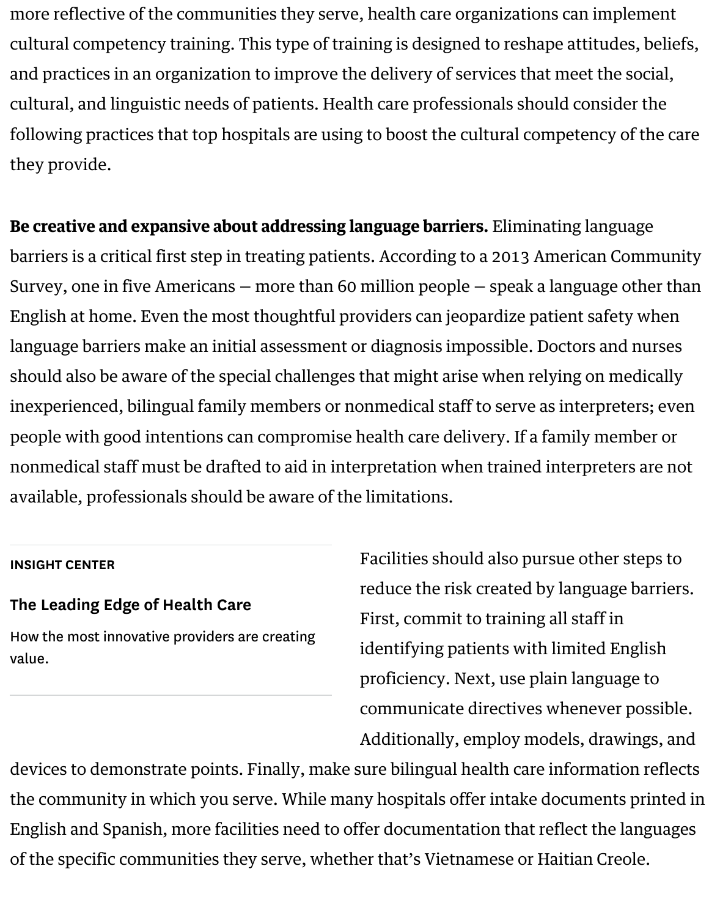more reflective of the communities they serve, health care organizations can implement cultural competency training. This type of training is designed to reshape attitudes, beliefs, and practices in an organization to improve the delivery of services that meet the social, cultural, and linguistic needs of patients. Health care professionals should consider the following practices that top hospitals are using to boost the cultural competency of the care they provide.

**Be creative and expansive about addressing language barriers.** Eliminating language barriers is a critical first step in treating patients. According to a 2013 American Community Survey, one in five Americans — more than 60 million people — speak a language other than English at home. Even the most thoughtful providers can jeopardize patient safety when language barriers make an initial assessment or diagnosis impossible. Doctors and nurses should also be aware of the special challenges that might arise when relying on medically inexperienced, bilingual family members or nonmedical staff to serve as interpreters; even people with good intentions can compromise health care delivery. If a family member or nonmedical staff must be drafted to aid in interpretation when trained interpreters are not available, professionals should be aware of the limitations.

**INSIGHT CENTER**

**The Leading Edge of Health Care**

How the most innovative providers are creating value.

Facilities should also pursue other steps to reduce the risk created by language barriers. First, commit to training all staff in identifying patients with limited English proficiency. Next, use plain language to communicate directives whenever possible. Additionally, employ models, drawings, and devices to demonstrate points. Finally, make sure bilingual health care information reflects the community in which you serve. While many hospitals offer intake documents printed in English and Spanish, more facilities need to offer documentation that reflect the languages of the specific communities they serve, whether that's Vietnamese or Haitian Creole.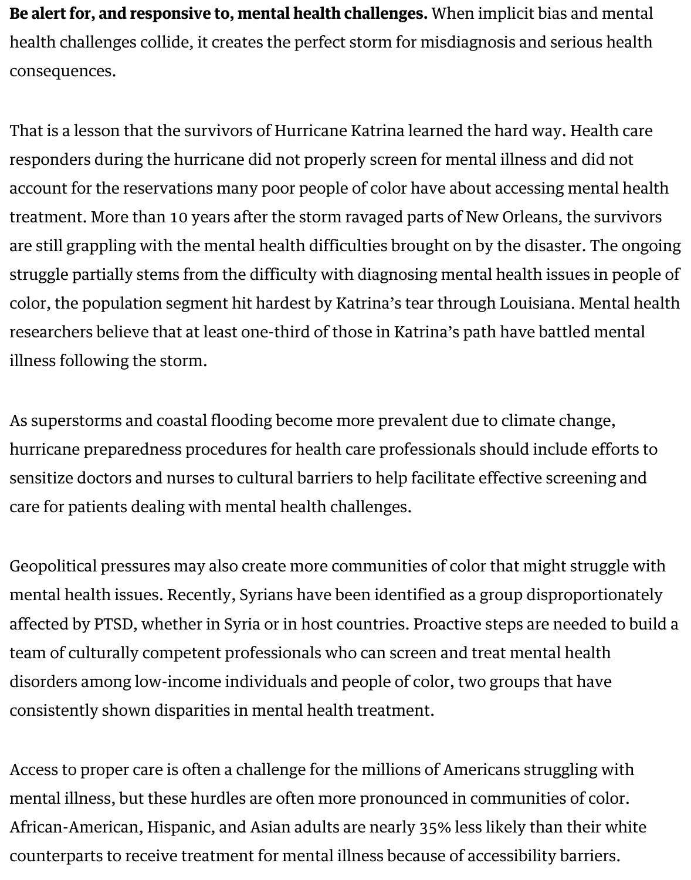**Be alert for, and responsive to, mental health challenges.** When implicit bias and mental health challenges collide, it creates the perfect storm for misdiagnosis and serious health consequences.

That is a lesson that the survivors of Hurricane Katrina learned the hard way. Health care responders during the hurricane did not properly screen for mental illness and did not account for the reservations many poor people of color have about accessing mental health treatment. More than 10 years after the storm ravaged parts of New Orleans, the survivors are still grappling with the mental health difficulties brought on by the disaster. The ongoing struggle partially stems from the difficulty with diagnosing mental health issues in people of color, the population segment hit hardest by Katrina's tear through Louisiana. Mental health researchers believe that at least one-third of those in Katrina's path have battled mental illness following the storm.

As superstorms and coastal flooding become more prevalent due to climate change, hurricane preparedness procedures for health care professionals should include efforts to sensitize doctors and nurses to cultural barriers to help facilitate effective screening and care for patients dealing with mental health challenges.

Geopolitical pressures may also create more communities of color that might struggle with mental health issues. Recently, Syrians have been identified as a group disproportionately affected by PTSD, whether in Syria or in host countries. Proactive steps are needed to build a team of culturally competent professionals who can screen and treat mental health disorders among low-income individuals and people of color, two groups that have consistently shown disparities in mental health treatment.

Access to proper care is often a challenge for the millions of Americans struggling with mental illness, but these hurdles are often more pronounced in communities of color. African-American, Hispanic, and Asian adults are nearly 35% less likely than their white counterparts to receive treatment for mental illness because of accessibility barriers.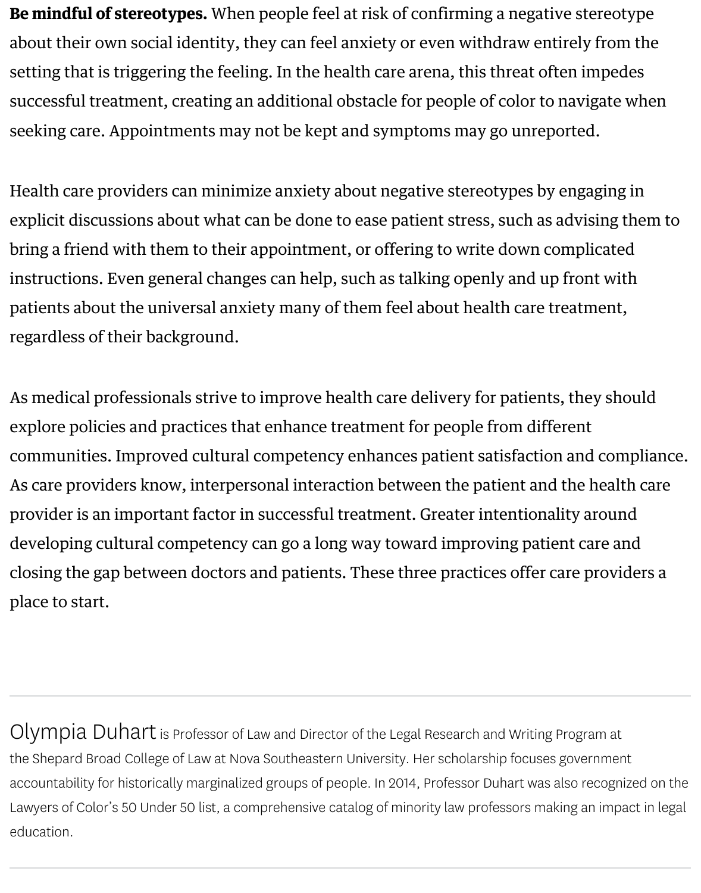**Be mindful of stereotypes.** When people feel at risk of confirming a negative stereotype about their own social identity, they can feel anxiety or even withdraw entirely from the setting that is triggering the feeling. In the health care arena, this threat often impedes successful treatment, creating an additional obstacle for people of color to navigate when seeking care. Appointments may not be kept and symptoms may go unreported.

Health care providers can minimize anxiety about negative stereotypes by engaging in explicit discussions about what can be done to ease patient stress, such as advising them to bring a friend with them to their appointment, or offering to write down complicated instructions. Even general changes can help, such as talking openly and up front with patients about the universal anxiety many of them feel about health care treatment, regardless of their background.

As medical professionals strive to improve health care delivery for patients, they should explore policies and practices that enhance treatment for people from different communities. Improved cultural competency enhances patient satisfaction and compliance. As care providers know, interpersonal interaction between the patient and the health care provider is an important factor in successful treatment. Greater intentionality around developing cultural competency can go a long way toward improving patient care and closing the gap between doctors and patients. These three practices offer care providers a place to start.

---

Olympia Duhart is Professor of Law and Director of the Legal Research and Writing Program at the Shepard Broad College of Law at Nova Southeastern University. Her scholarship focuses government accountability for historically marginalized groups of people. In 2014, Professor Duhart was also recognized on the Lawyers of Color's 50 Under 50 list, a comprehensive catalog of minority law professors making an impact in legal education.

---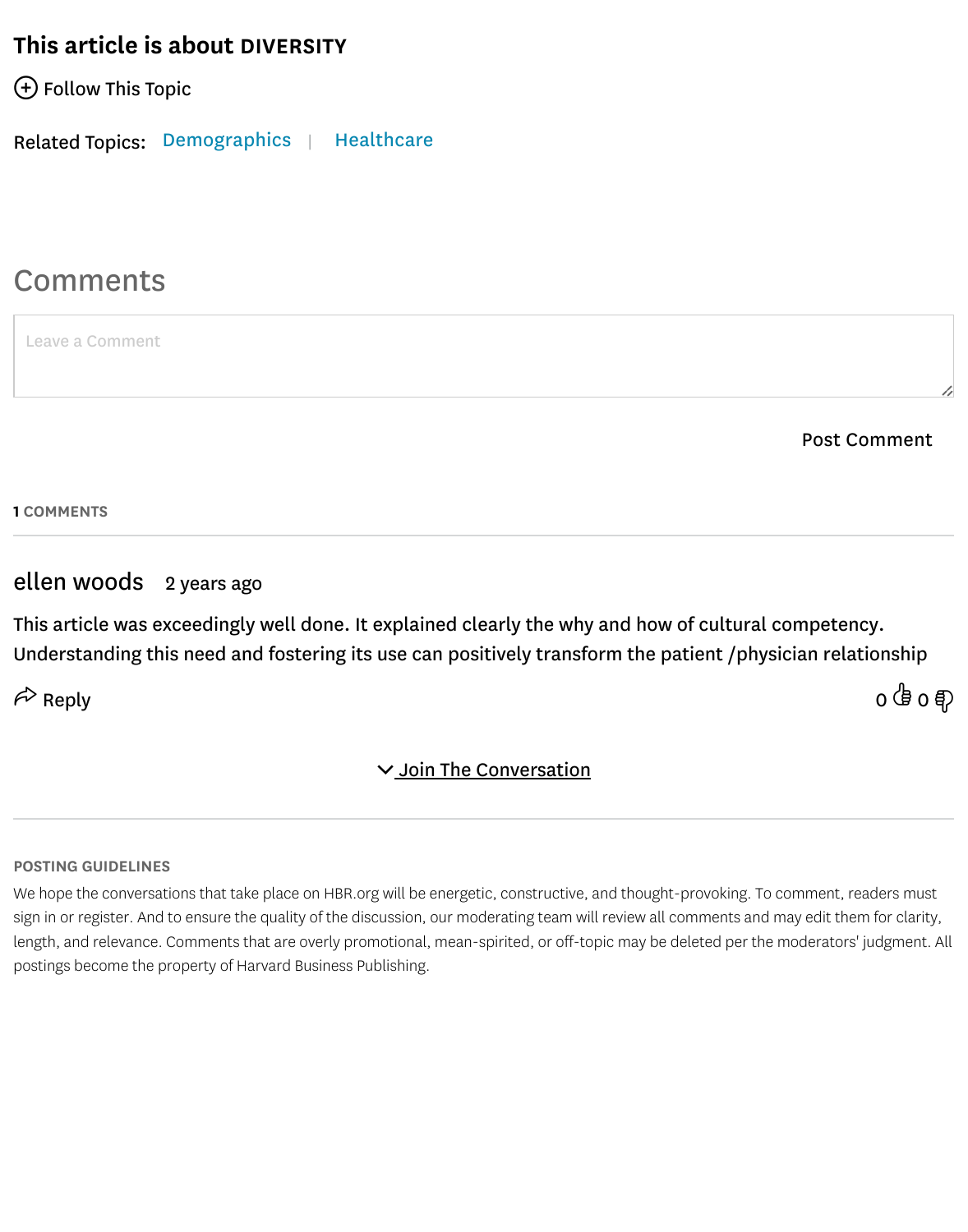**This article is about DIVERSITY**

Follow This Topic

Related Topics: Demographics | Healthcare

## Comments

Leave a Comment

Post Comment

**1 COMMENTS**

ellen woods 2 years ago

This article was exceedingly well done. It explained clearly the why and how of cultural competency. Understanding this need and fostering its use can positively transform the patient /physician relationship

Reply 0 0

Join The Conversation

**POSTING GUIDELINES**

We hope the conversations that take place on HBR.org will be energetic, constructive, and thought-provoking. To comment, readers must sign in or register. And to ensure the quality of the discussion, our moderating team will review all comments and may edit them for clarity, length, and relevance. Comments that are overly promotional, mean-spirited, or off-topic may be deleted per the moderators' judgment. All postings become the property of Harvard Business Publishing.